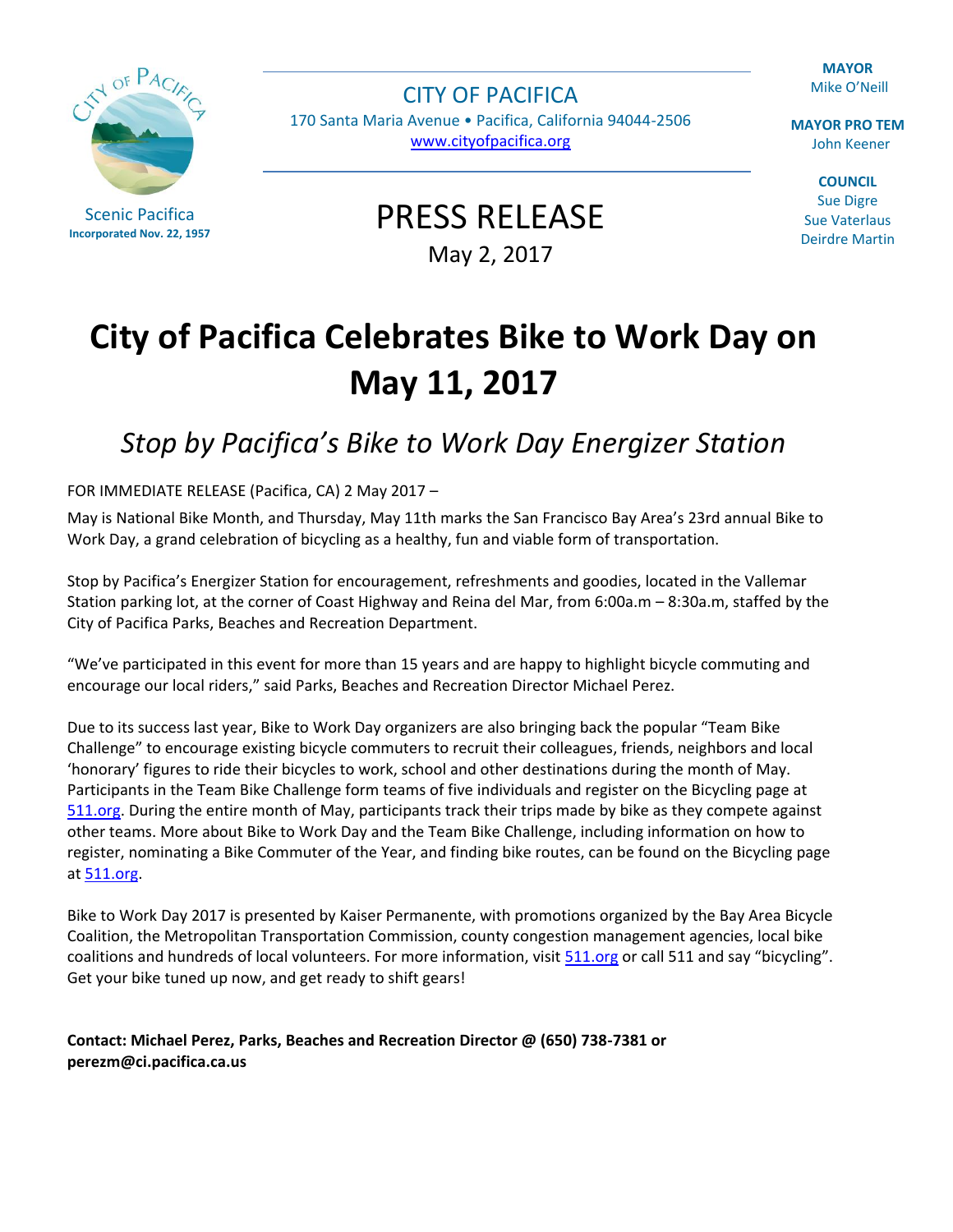Scenic Pacifica
**Incorporated Nov. 22, 1957**

CITY OF PACIFICA
170 Santa Maria Avenue • Pacifica, California 94044-2506
www.cityofpacifica.org

**MAYOR**
Mike O'Neill

**MAYOR PRO TEM**
John Keener

**COUNCIL**
Sue Digre
Sue Vaterlaus
Deirdre Martin

PRESS RELEASE
May 2, 2017

# City of Pacifica Celebrates Bike to Work Day on May 11, 2017

## *Stop by Pacifica's Bike to Work Day Energizer Station*

FOR IMMEDIATE RELEASE (Pacifica, CA) 2 May 2017 –

May is National Bike Month, and Thursday, May 11th marks the San Francisco Bay Area's 23rd annual Bike to Work Day, a grand celebration of bicycling as a healthy, fun and viable form of transportation.

Stop by Pacifica's Energizer Station for encouragement, refreshments and goodies, located in the Vallemar Station parking lot, at the corner of Coast Highway and Reina del Mar, from 6:00a.m – 8:30a.m, staffed by the City of Pacifica Parks, Beaches and Recreation Department.

"We've participated in this event for more than 15 years and are happy to highlight bicycle commuting and encourage our local riders," said Parks, Beaches and Recreation Director Michael Perez.

Due to its success last year, Bike to Work Day organizers are also bringing back the popular "Team Bike Challenge" to encourage existing bicycle commuters to recruit their colleagues, friends, neighbors and local 'honorary' figures to ride their bicycles to work, school and other destinations during the month of May. Participants in the Team Bike Challenge form teams of five individuals and register on the Bicycling page at 511.org. During the entire month of May, participants track their trips made by bike as they compete against other teams. More about Bike to Work Day and the Team Bike Challenge, including information on how to register, nominating a Bike Commuter of the Year, and finding bike routes, can be found on the Bicycling page at 511.org.

Bike to Work Day 2017 is presented by Kaiser Permanente, with promotions organized by the Bay Area Bicycle Coalition, the Metropolitan Transportation Commission, county congestion management agencies, local bike coalitions and hundreds of local volunteers. For more information, visit 511.org or call 511 and say "bicycling". Get your bike tuned up now, and get ready to shift gears!

**Contact: Michael Perez, Parks, Beaches and Recreation Director @ (650) 738-7381 or perezm@ci.pacifica.ca.us**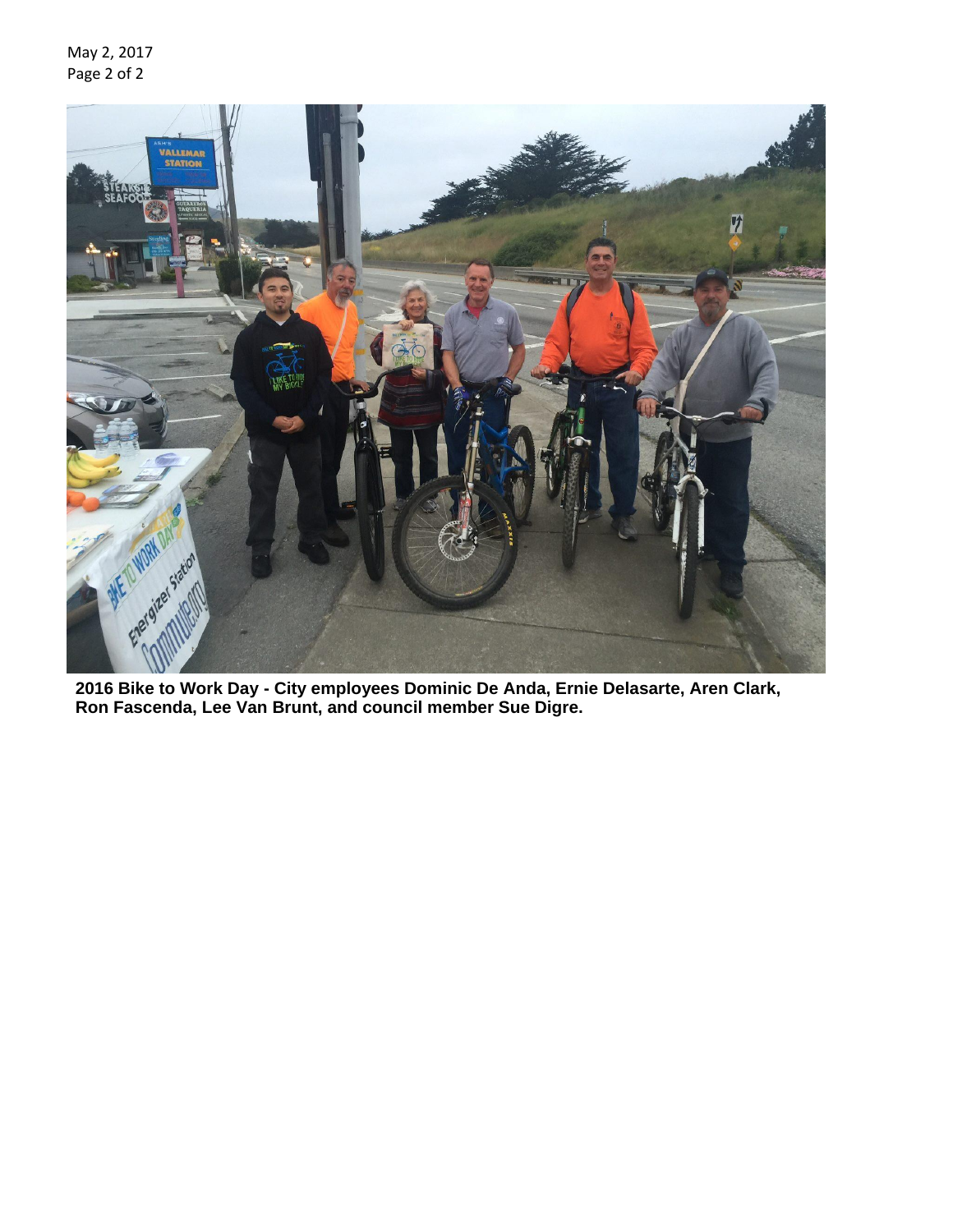**2016 Bike to Work Day - City employees Dominic De Anda, Ernie Delasarte, Aren Clark, Ron Fascenda, Lee Van Brunt, and council member Sue Digre.**